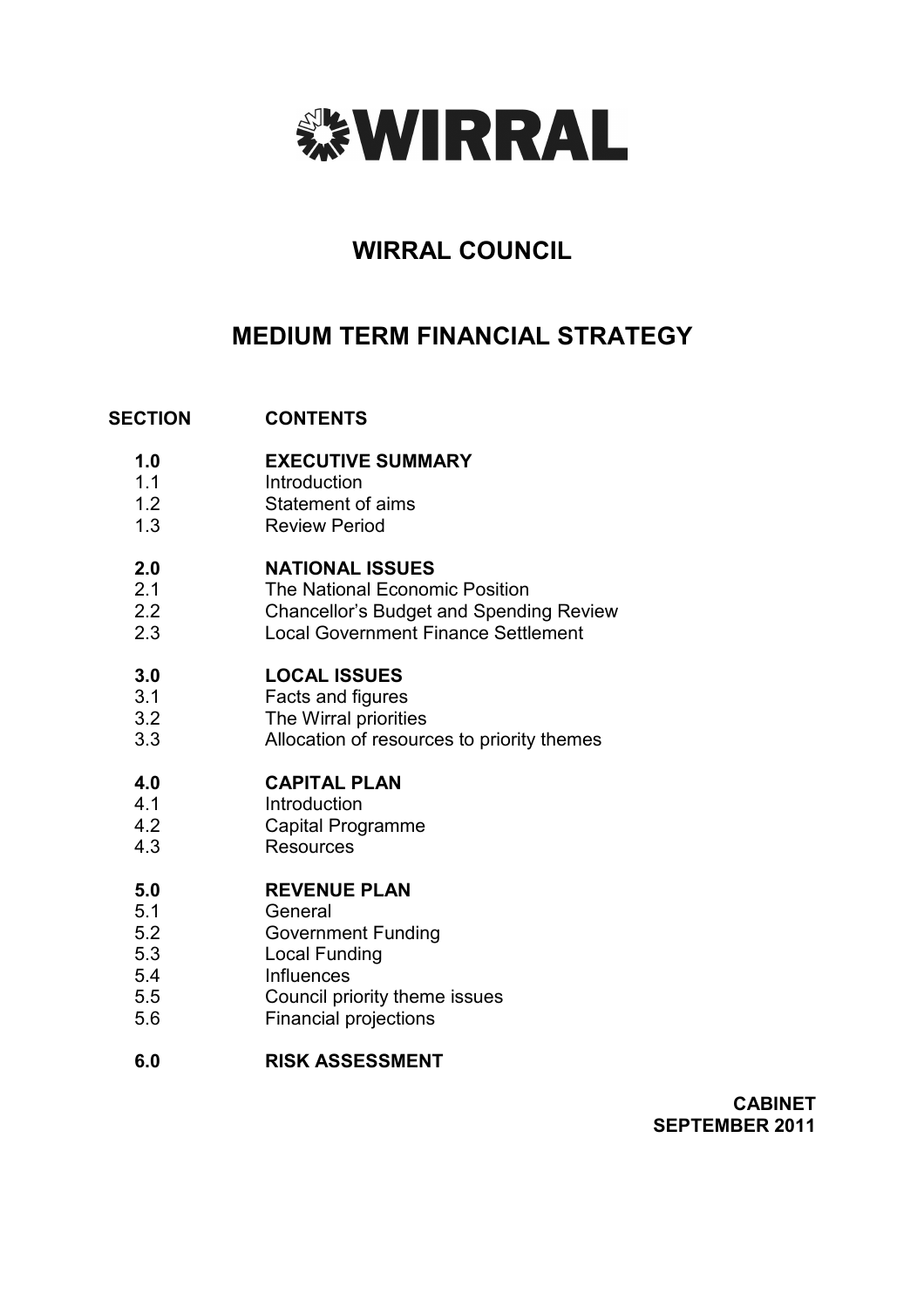# WIRRAL

## WIRRAL COUNCIL

## MEDIUM TERM FINANCIAL STRATEGY

| SECTION | CONTENTS |
|---|---|
| **1.0** | **EXECUTIVE SUMMARY** |
| 1.1 | Introduction |
| 1.2 | Statement of aims |
| 1.3 | Review Period |
| **2.0** | **NATIONAL ISSUES** |
| 2.1 | The National Economic Position |
| 2.2 | Chancellor's Budget and Spending Review |
| 2.3 | Local Government Finance Settlement |
| **3.0** | **LOCAL ISSUES** |
| 3.1 | Facts and figures |
| 3.2 | The Wirral priorities |
| 3.3 | Allocation of resources to priority themes |
| **4.0** | **CAPITAL PLAN** |
| 4.1 | Introduction |
| 4.2 | Capital Programme |
| 4.3 | Resources |
| **5.0** | **REVENUE PLAN** |
| 5.1 | General |
| 5.2 | Government Funding |
| 5.3 | Local Funding |
| 5.4 | Influences |
| 5.5 | Council priority theme issues |
| 5.6 | Financial projections |
| **6.0** | **RISK ASSESSMENT** |

**CABINET**
**SEPTEMBER 2011**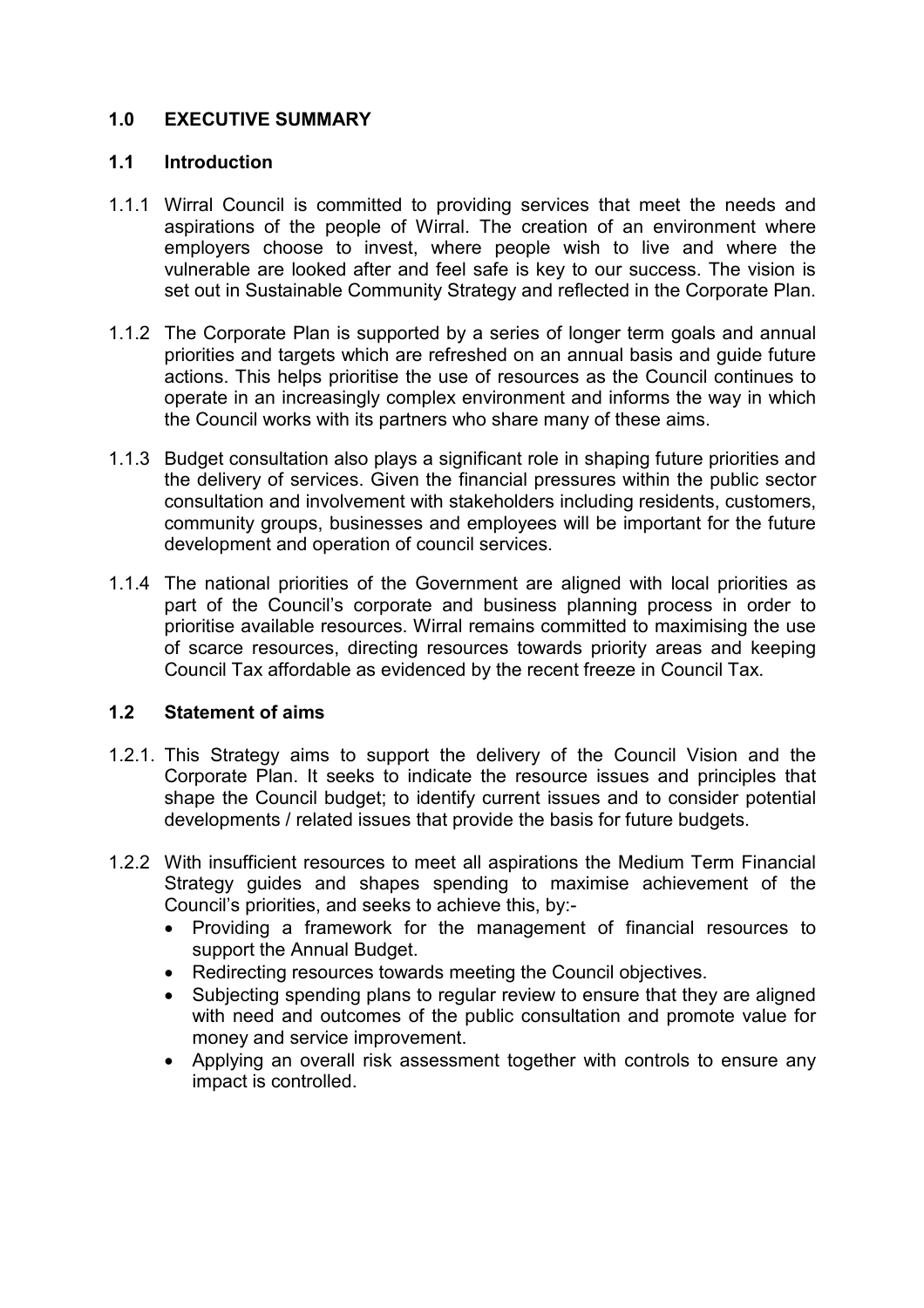## 1.0 EXECUTIVE SUMMARY

### 1.1 Introduction

1.1.1 Wirral Council is committed to providing services that meet the needs and aspirations of the people of Wirral. The creation of an environment where employers choose to invest, where people wish to live and where the vulnerable are looked after and feel safe is key to our success. The vision is set out in Sustainable Community Strategy and reflected in the Corporate Plan.

1.1.2 The Corporate Plan is supported by a series of longer term goals and annual priorities and targets which are refreshed on an annual basis and guide future actions. This helps prioritise the use of resources as the Council continues to operate in an increasingly complex environment and informs the way in which the Council works with its partners who share many of these aims.

1.1.3 Budget consultation also plays a significant role in shaping future priorities and the delivery of services. Given the financial pressures within the public sector consultation and involvement with stakeholders including residents, customers, community groups, businesses and employees will be important for the future development and operation of council services.

1.1.4 The national priorities of the Government are aligned with local priorities as part of the Council's corporate and business planning process in order to prioritise available resources. Wirral remains committed to maximising the use of scarce resources, directing resources towards priority areas and keeping Council Tax affordable as evidenced by the recent freeze in Council Tax.

### 1.2 Statement of aims

1.2.1. This Strategy aims to support the delivery of the Council Vision and the Corporate Plan. It seeks to indicate the resource issues and principles that shape the Council budget; to identify current issues and to consider potential developments / related issues that provide the basis for future budgets.

1.2.2 With insufficient resources to meet all aspirations the Medium Term Financial Strategy guides and shapes spending to maximise achievement of the Council's priorities, and seeks to achieve this, by:-

- Providing a framework for the management of financial resources to support the Annual Budget.
- Redirecting resources towards meeting the Council objectives.
- Subjecting spending plans to regular review to ensure that they are aligned with need and outcomes of the public consultation and promote value for money and service improvement.
- Applying an overall risk assessment together with controls to ensure any impact is controlled.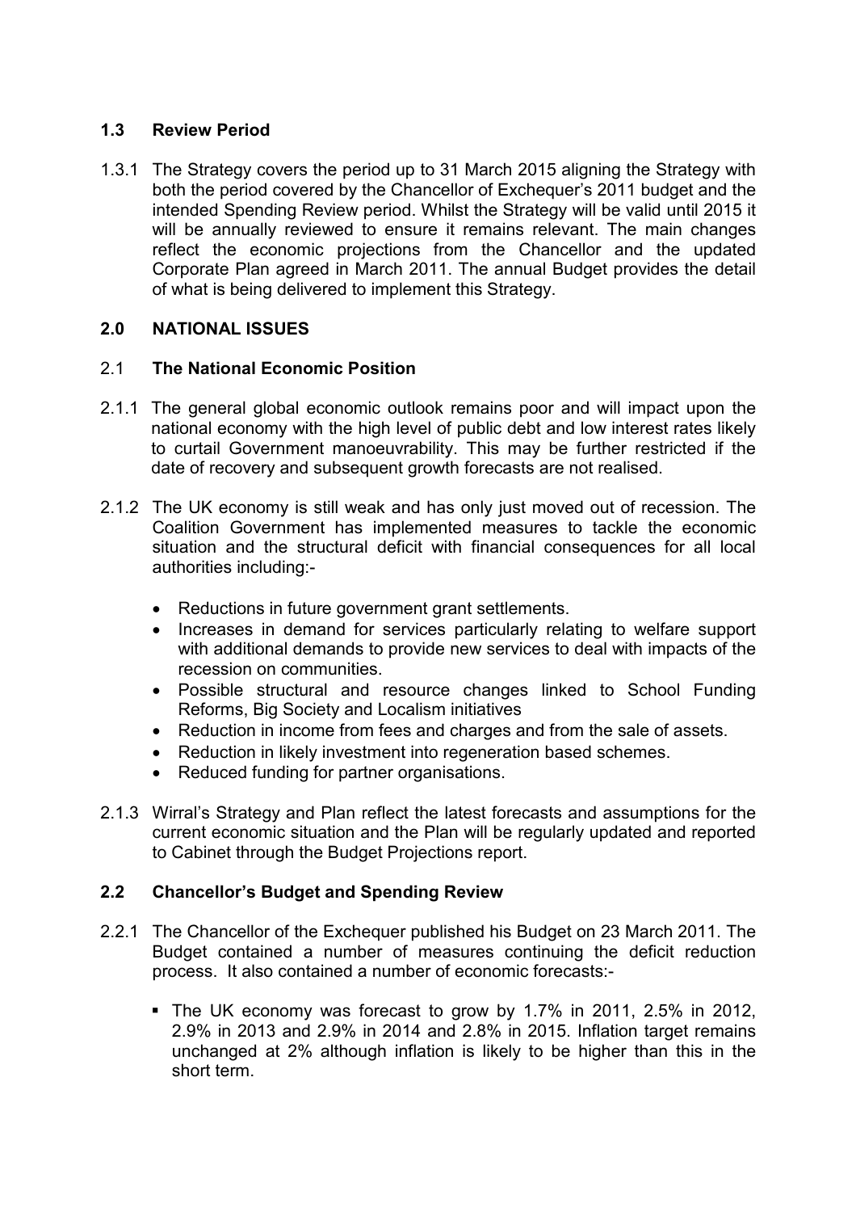### 1.3 Review Period

1.3.1 The Strategy covers the period up to 31 March 2015 aligning the Strategy with both the period covered by the Chancellor of Exchequer's 2011 budget and the intended Spending Review period. Whilst the Strategy will be valid until 2015 it will be annually reviewed to ensure it remains relevant. The main changes reflect the economic projections from the Chancellor and the updated Corporate Plan agreed in March 2011. The annual Budget provides the detail of what is being delivered to implement this Strategy.

## 2.0 NATIONAL ISSUES

### 2.1 The National Economic Position

2.1.1 The general global economic outlook remains poor and will impact upon the national economy with the high level of public debt and low interest rates likely to curtail Government manoeuvrability. This may be further restricted if the date of recovery and subsequent growth forecasts are not realised.

2.1.2 The UK economy is still weak and has only just moved out of recession. The Coalition Government has implemented measures to tackle the economic situation and the structural deficit with financial consequences for all local authorities including:-

- Reductions in future government grant settlements.
- Increases in demand for services particularly relating to welfare support with additional demands to provide new services to deal with impacts of the recession on communities.
- Possible structural and resource changes linked to School Funding Reforms, Big Society and Localism initiatives
- Reduction in income from fees and charges and from the sale of assets.
- Reduction in likely investment into regeneration based schemes.
- Reduced funding for partner organisations.

2.1.3 Wirral's Strategy and Plan reflect the latest forecasts and assumptions for the current economic situation and the Plan will be regularly updated and reported to Cabinet through the Budget Projections report.

### 2.2 Chancellor's Budget and Spending Review

2.2.1 The Chancellor of the Exchequer published his Budget on 23 March 2011. The Budget contained a number of measures continuing the deficit reduction process. It also contained a number of economic forecasts:-

- The UK economy was forecast to grow by 1.7% in 2011, 2.5% in 2012, 2.9% in 2013 and 2.9% in 2014 and 2.8% in 2015. Inflation target remains unchanged at 2% although inflation is likely to be higher than this in the short term.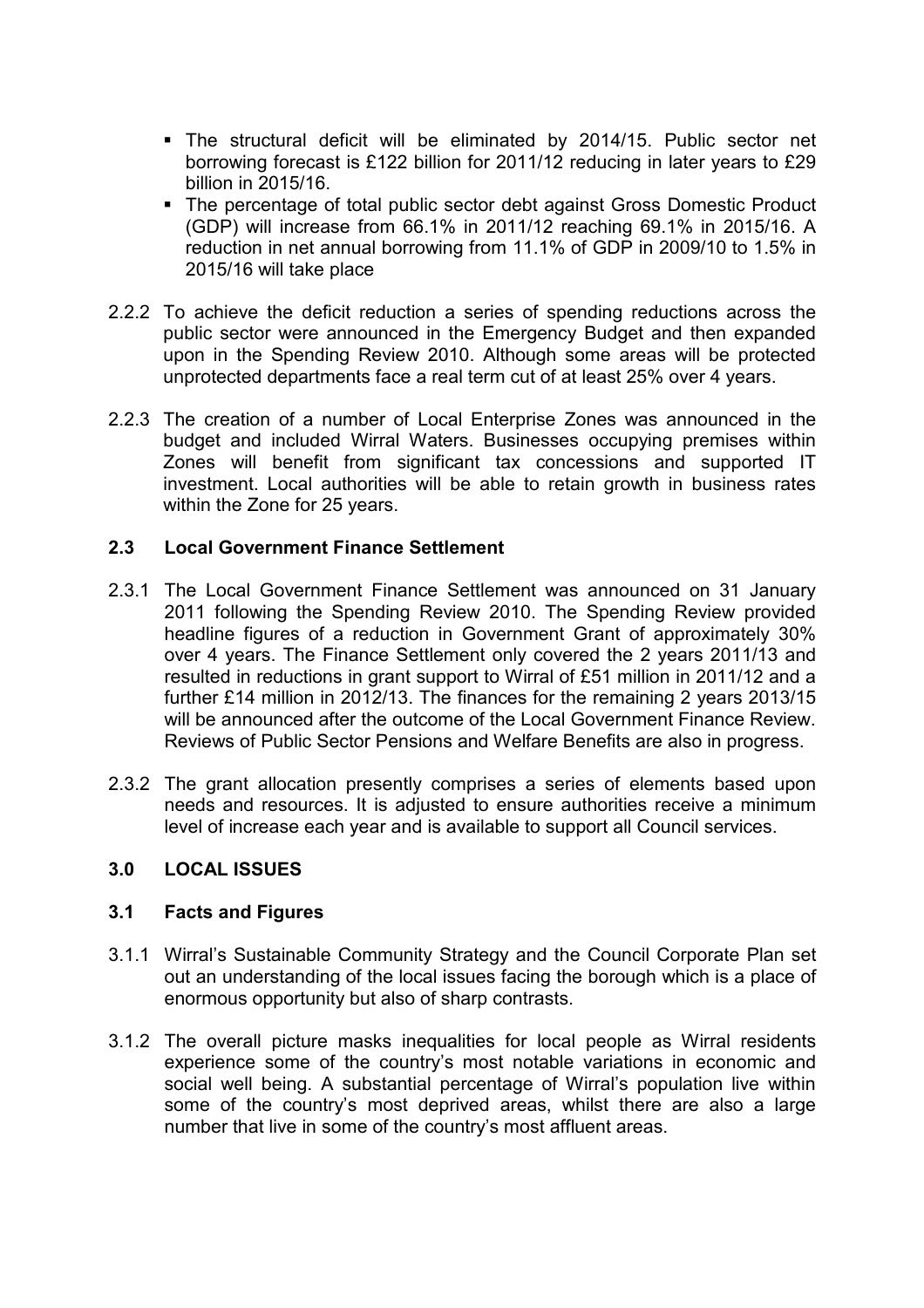- The structural deficit will be eliminated by 2014/15. Public sector net borrowing forecast is £122 billion for 2011/12 reducing in later years to £29 billion in 2015/16.
- The percentage of total public sector debt against Gross Domestic Product (GDP) will increase from 66.1% in 2011/12 reaching 69.1% in 2015/16. A reduction in net annual borrowing from 11.1% of GDP in 2009/10 to 1.5% in 2015/16 will take place

2.2.2 To achieve the deficit reduction a series of spending reductions across the public sector were announced in the Emergency Budget and then expanded upon in the Spending Review 2010. Although some areas will be protected unprotected departments face a real term cut of at least 25% over 4 years.

2.2.3 The creation of a number of Local Enterprise Zones was announced in the budget and included Wirral Waters. Businesses occupying premises within Zones will benefit from significant tax concessions and supported IT investment. Local authorities will be able to retain growth in business rates within the Zone for 25 years.

### 2.3 Local Government Finance Settlement

2.3.1 The Local Government Finance Settlement was announced on 31 January 2011 following the Spending Review 2010. The Spending Review provided headline figures of a reduction in Government Grant of approximately 30% over 4 years. The Finance Settlement only covered the 2 years 2011/13 and resulted in reductions in grant support to Wirral of £51 million in 2011/12 and a further £14 million in 2012/13. The finances for the remaining 2 years 2013/15 will be announced after the outcome of the Local Government Finance Review. Reviews of Public Sector Pensions and Welfare Benefits are also in progress.

2.3.2 The grant allocation presently comprises a series of elements based upon needs and resources. It is adjusted to ensure authorities receive a minimum level of increase each year and is available to support all Council services.

## 3.0 LOCAL ISSUES

### 3.1 Facts and Figures

3.1.1 Wirral's Sustainable Community Strategy and the Council Corporate Plan set out an understanding of the local issues facing the borough which is a place of enormous opportunity but also of sharp contrasts.

3.1.2 The overall picture masks inequalities for local people as Wirral residents experience some of the country's most notable variations in economic and social well being. A substantial percentage of Wirral's population live within some of the country's most deprived areas, whilst there are also a large number that live in some of the country's most affluent areas.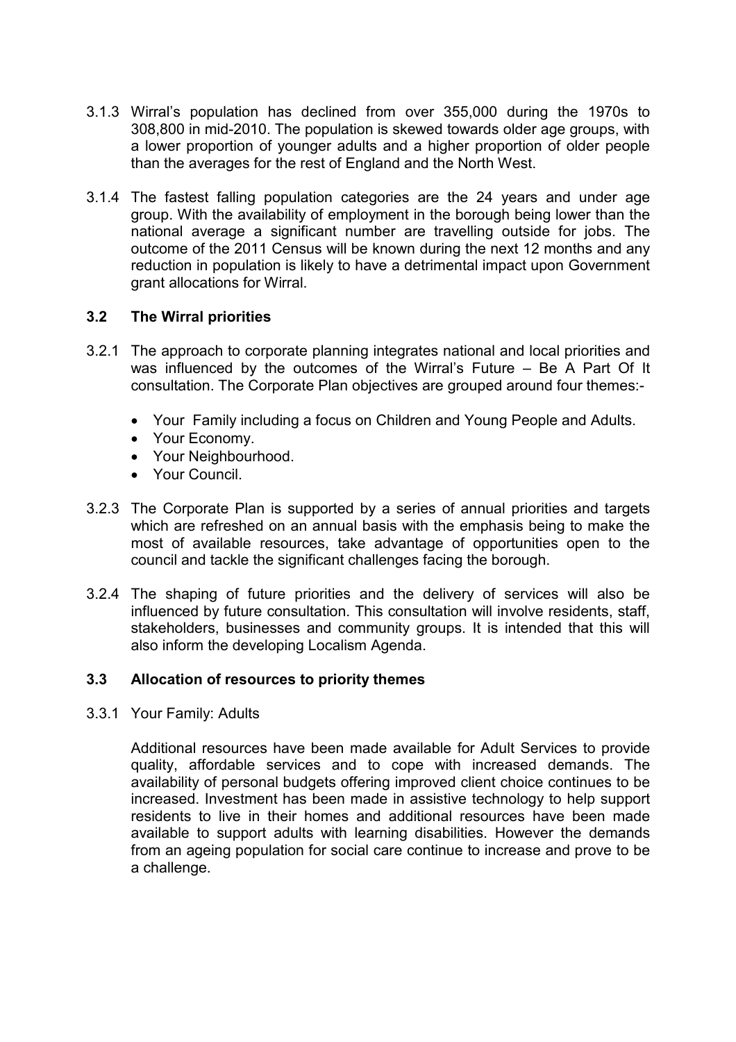3.1.3 Wirral's population has declined from over 355,000 during the 1970s to 308,800 in mid-2010. The population is skewed towards older age groups, with a lower proportion of younger adults and a higher proportion of older people than the averages for the rest of England and the North West.

3.1.4 The fastest falling population categories are the 24 years and under age group. With the availability of employment in the borough being lower than the national average a significant number are travelling outside for jobs. The outcome of the 2011 Census will be known during the next 12 months and any reduction in population is likely to have a detrimental impact upon Government grant allocations for Wirral.

### 3.2 The Wirral priorities

3.2.1 The approach to corporate planning integrates national and local priorities and was influenced by the outcomes of the Wirral's Future – Be A Part Of It consultation. The Corporate Plan objectives are grouped around four themes:-

- Your Family including a focus on Children and Young People and Adults.
- Your Economy.
- Your Neighbourhood.
- Your Council.

3.2.3 The Corporate Plan is supported by a series of annual priorities and targets which are refreshed on an annual basis with the emphasis being to make the most of available resources, take advantage of opportunities open to the council and tackle the significant challenges facing the borough.

3.2.4 The shaping of future priorities and the delivery of services will also be influenced by future consultation. This consultation will involve residents, staff, stakeholders, businesses and community groups. It is intended that this will also inform the developing Localism Agenda.

### 3.3 Allocation of resources to priority themes

3.3.1 Your Family: Adults

Additional resources have been made available for Adult Services to provide quality, affordable services and to cope with increased demands. The availability of personal budgets offering improved client choice continues to be increased. Investment has been made in assistive technology to help support residents to live in their homes and additional resources have been made available to support adults with learning disabilities. However the demands from an ageing population for social care continue to increase and prove to be a challenge.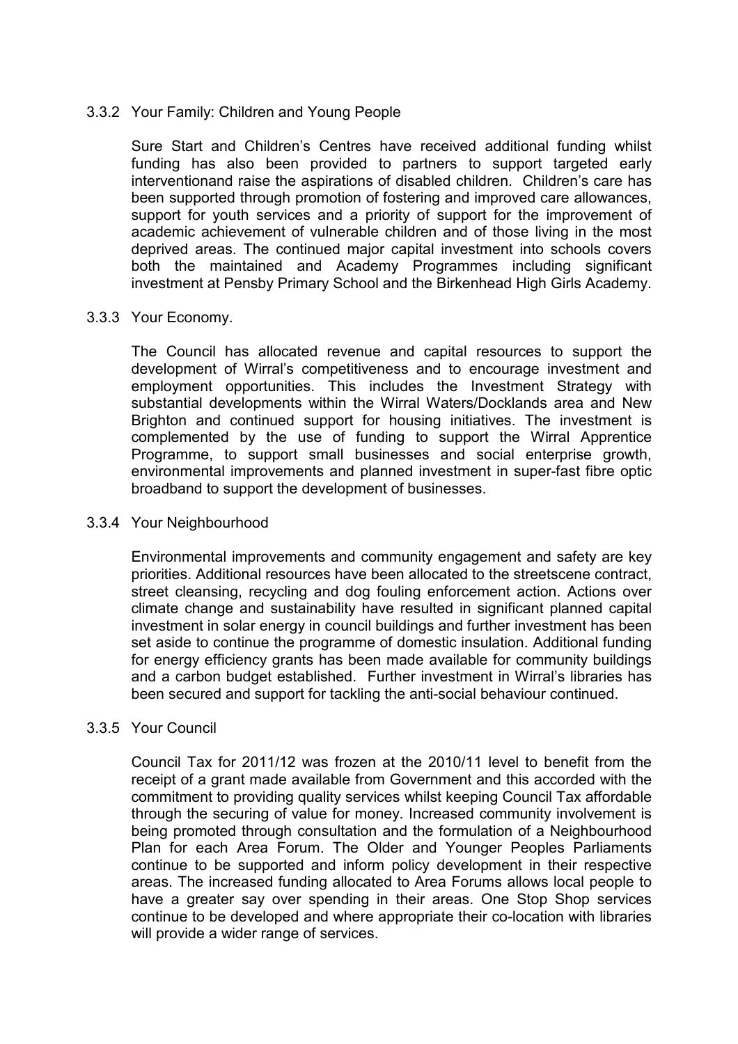### 3.3.2 Your Family: Children and Young People

Sure Start and Children's Centres have received additional funding whilst funding has also been provided to partners to support targeted early interventionand raise the aspirations of disabled children. Children's care has been supported through promotion of fostering and improved care allowances, support for youth services and a priority of support for the improvement of academic achievement of vulnerable children and of those living in the most deprived areas. The continued major capital investment into schools covers both the maintained and Academy Programmes including significant investment at Pensby Primary School and the Birkenhead High Girls Academy.

### 3.3.3 Your Economy.

The Council has allocated revenue and capital resources to support the development of Wirral's competitiveness and to encourage investment and employment opportunities. This includes the Investment Strategy with substantial developments within the Wirral Waters/Docklands area and New Brighton and continued support for housing initiatives. The investment is complemented by the use of funding to support the Wirral Apprentice Programme, to support small businesses and social enterprise growth, environmental improvements and planned investment in super-fast fibre optic broadband to support the development of businesses.

### 3.3.4 Your Neighbourhood

Environmental improvements and community engagement and safety are key priorities. Additional resources have been allocated to the streetscene contract, street cleansing, recycling and dog fouling enforcement action. Actions over climate change and sustainability have resulted in significant planned capital investment in solar energy in council buildings and further investment has been set aside to continue the programme of domestic insulation. Additional funding for energy efficiency grants has been made available for community buildings and a carbon budget established. Further investment in Wirral's libraries has been secured and support for tackling the anti-social behaviour continued.

### 3.3.5 Your Council

Council Tax for 2011/12 was frozen at the 2010/11 level to benefit from the receipt of a grant made available from Government and this accorded with the commitment to providing quality services whilst keeping Council Tax affordable through the securing of value for money. Increased community involvement is being promoted through consultation and the formulation of a Neighbourhood Plan for each Area Forum. The Older and Younger Peoples Parliaments continue to be supported and inform policy development in their respective areas. The increased funding allocated to Area Forums allows local people to have a greater say over spending in their areas. One Stop Shop services continue to be developed and where appropriate their co-location with libraries will provide a wider range of services.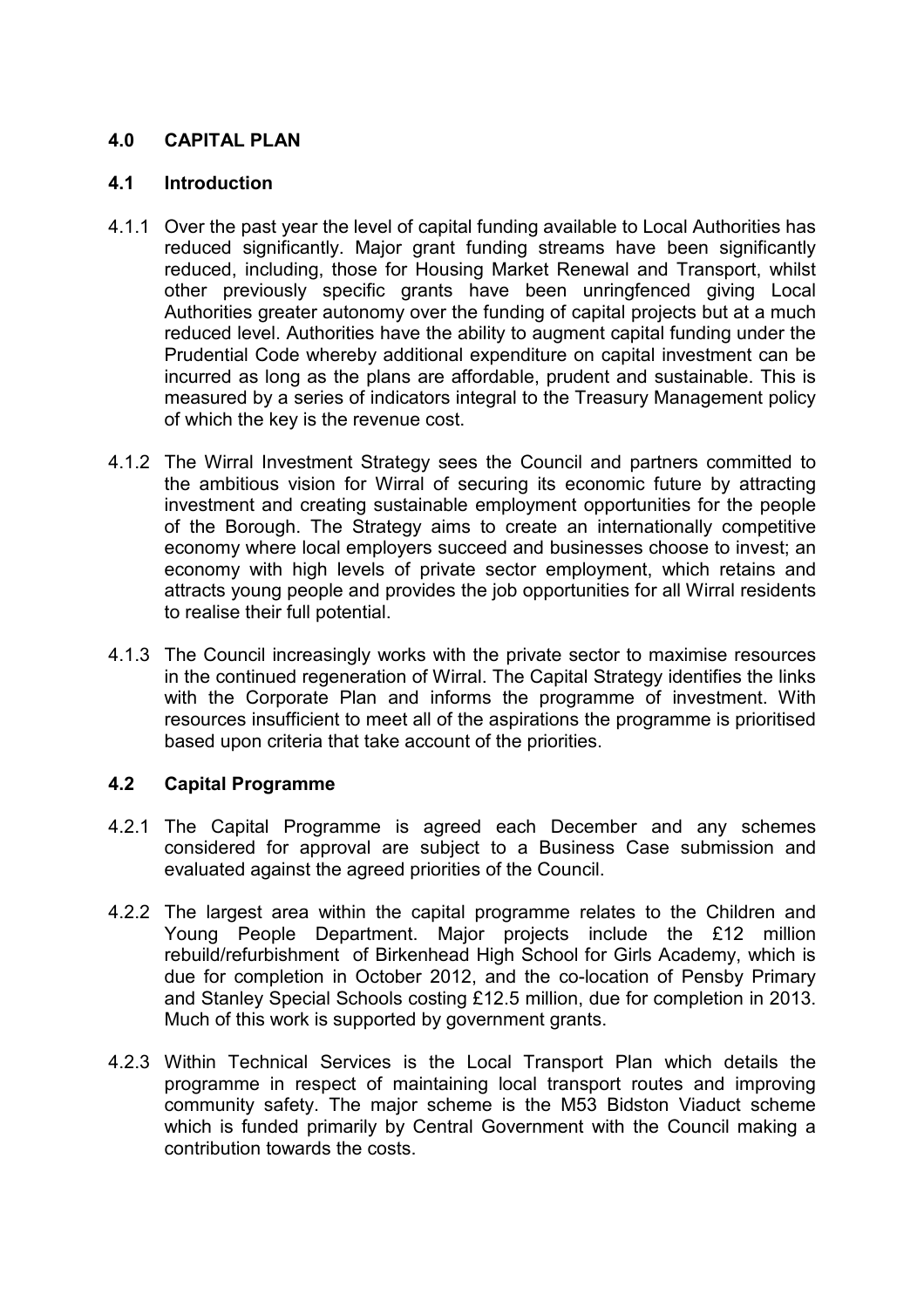## 4.0 CAPITAL PLAN

### 4.1 Introduction

4.1.1 Over the past year the level of capital funding available to Local Authorities has reduced significantly. Major grant funding streams have been significantly reduced, including, those for Housing Market Renewal and Transport, whilst other previously specific grants have been unringfenced giving Local Authorities greater autonomy over the funding of capital projects but at a much reduced level. Authorities have the ability to augment capital funding under the Prudential Code whereby additional expenditure on capital investment can be incurred as long as the plans are affordable, prudent and sustainable. This is measured by a series of indicators integral to the Treasury Management policy of which the key is the revenue cost.

4.1.2 The Wirral Investment Strategy sees the Council and partners committed to the ambitious vision for Wirral of securing its economic future by attracting investment and creating sustainable employment opportunities for the people of the Borough. The Strategy aims to create an internationally competitive economy where local employers succeed and businesses choose to invest; an economy with high levels of private sector employment, which retains and attracts young people and provides the job opportunities for all Wirral residents to realise their full potential.

4.1.3 The Council increasingly works with the private sector to maximise resources in the continued regeneration of Wirral. The Capital Strategy identifies the links with the Corporate Plan and informs the programme of investment. With resources insufficient to meet all of the aspirations the programme is prioritised based upon criteria that take account of the priorities.

### 4.2 Capital Programme

4.2.1 The Capital Programme is agreed each December and any schemes considered for approval are subject to a Business Case submission and evaluated against the agreed priorities of the Council.

4.2.2 The largest area within the capital programme relates to the Children and Young People Department. Major projects include the £12 million rebuild/refurbishment of Birkenhead High School for Girls Academy, which is due for completion in October 2012, and the co-location of Pensby Primary and Stanley Special Schools costing £12.5 million, due for completion in 2013. Much of this work is supported by government grants.

4.2.3 Within Technical Services is the Local Transport Plan which details the programme in respect of maintaining local transport routes and improving community safety. The major scheme is the M53 Bidston Viaduct scheme which is funded primarily by Central Government with the Council making a contribution towards the costs.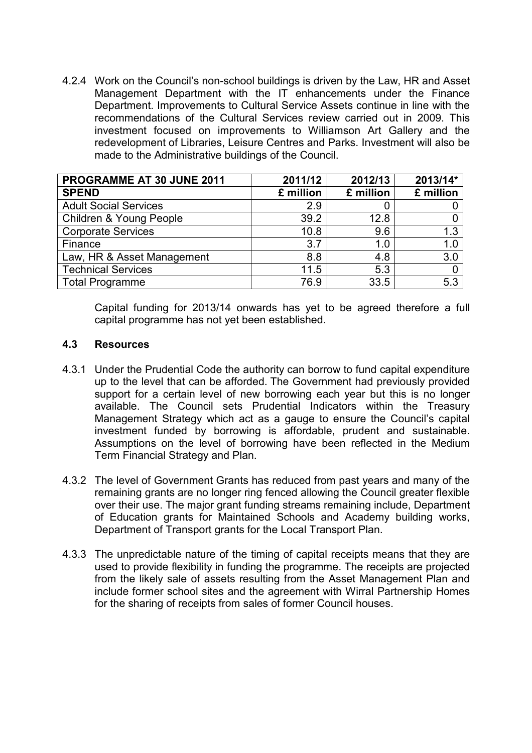4.2.4 Work on the Council's non-school buildings is driven by the Law, HR and Asset Management Department with the IT enhancements under the Finance Department. Improvements to Cultural Service Assets continue in line with the recommendations of the Cultural Services review carried out in 2009. This investment focused on improvements to Williamson Art Gallery and the redevelopment of Libraries, Leisure Centres and Parks. Investment will also be made to the Administrative buildings of the Council.

| **PROGRAMME AT 30 JUNE 2011** | **2011/12** | **2012/13** | **2013/14*** |
|---|---|---|---|
| **SPEND** | **£ million** | **£ million** | **£ million** |
| Adult Social Services | 2.9 | 0 | 0 |
| Children & Young People | 39.2 | 12.8 | 0 |
| Corporate Services | 10.8 | 9.6 | 1.3 |
| Finance | 3.7 | 1.0 | 1.0 |
| Law, HR & Asset Management | 8.8 | 4.8 | 3.0 |
| Technical Services | 11.5 | 5.3 | 0 |
| Total Programme | 76.9 | 33.5 | 5.3 |

Capital funding for 2013/14 onwards has yet to be agreed therefore a full capital programme has not yet been established.

### 4.3 Resources

4.3.1 Under the Prudential Code the authority can borrow to fund capital expenditure up to the level that can be afforded. The Government had previously provided support for a certain level of new borrowing each year but this is no longer available. The Council sets Prudential Indicators within the Treasury Management Strategy which act as a gauge to ensure the Council's capital investment funded by borrowing is affordable, prudent and sustainable. Assumptions on the level of borrowing have been reflected in the Medium Term Financial Strategy and Plan.

4.3.2 The level of Government Grants has reduced from past years and many of the remaining grants are no longer ring fenced allowing the Council greater flexible over their use. The major grant funding streams remaining include, Department of Education grants for Maintained Schools and Academy building works, Department of Transport grants for the Local Transport Plan.

4.3.3 The unpredictable nature of the timing of capital receipts means that they are used to provide flexibility in funding the programme. The receipts are projected from the likely sale of assets resulting from the Asset Management Plan and include former school sites and the agreement with Wirral Partnership Homes for the sharing of receipts from sales of former Council houses.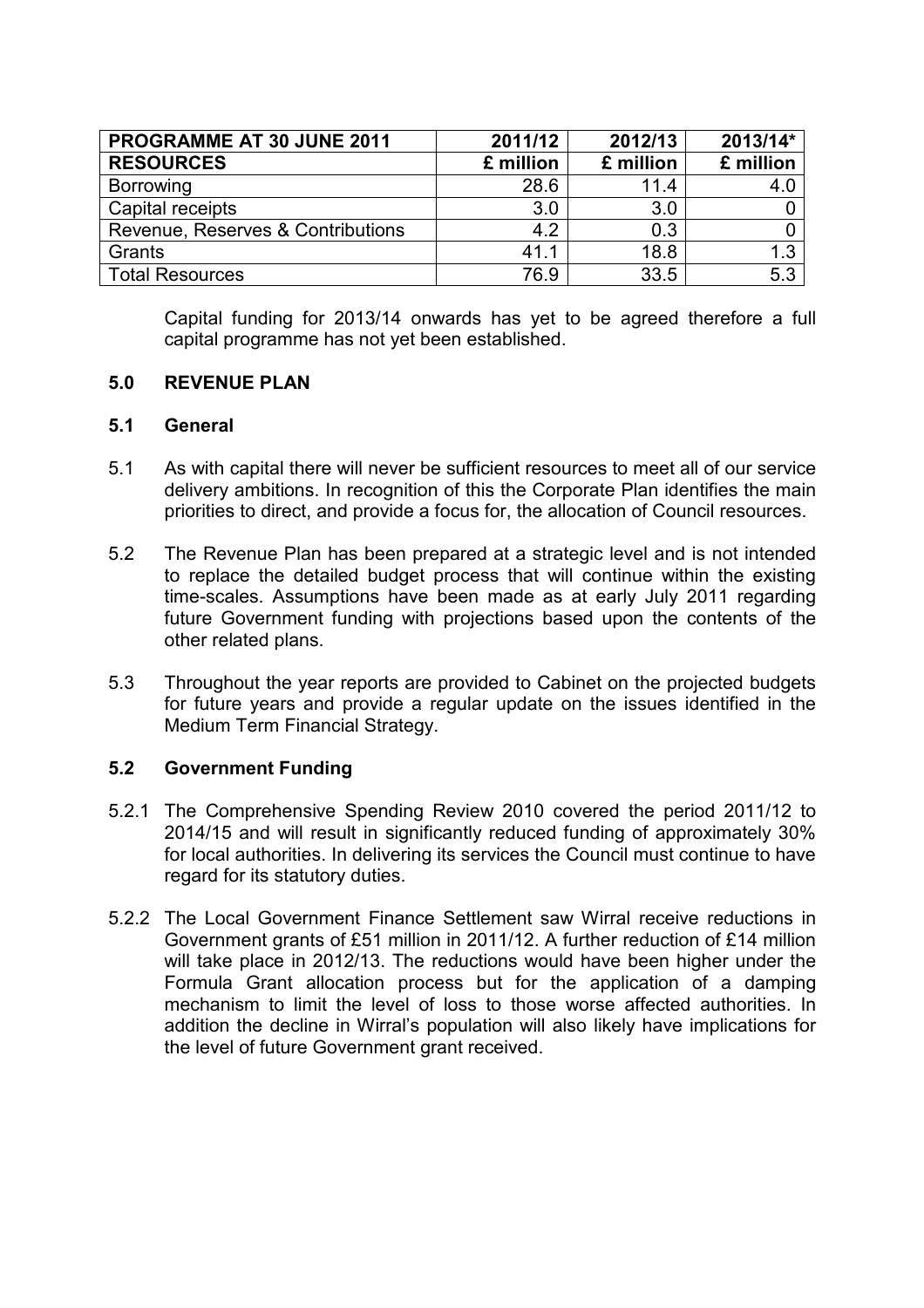| PROGRAMME AT 30 JUNE 2011 | 2011/12 | 2012/13 | 2013/14* |
|---|---|---|---|
| **RESOURCES** | **£ million** | **£ million** | **£ million** |
| Borrowing | 28.6 | 11.4 | 4.0 |
| Capital receipts | 3.0 | 3.0 | 0 |
| Revenue, Reserves & Contributions | 4.2 | 0.3 | 0 |
| Grants | 41.1 | 18.8 | 1.3 |
| Total Resources | 76.9 | 33.5 | 5.3 |

Capital funding for 2013/14 onwards has yet to be agreed therefore a full capital programme has not yet been established.

## 5.0 REVENUE PLAN

### 5.1 General

5.1 As with capital there will never be sufficient resources to meet all of our service delivery ambitions. In recognition of this the Corporate Plan identifies the main priorities to direct, and provide a focus for, the allocation of Council resources.

5.2 The Revenue Plan has been prepared at a strategic level and is not intended to replace the detailed budget process that will continue within the existing time-scales. Assumptions have been made as at early July 2011 regarding future Government funding with projections based upon the contents of the other related plans.

5.3 Throughout the year reports are provided to Cabinet on the projected budgets for future years and provide a regular update on the issues identified in the Medium Term Financial Strategy.

### 5.2 Government Funding

5.2.1 The Comprehensive Spending Review 2010 covered the period 2011/12 to 2014/15 and will result in significantly reduced funding of approximately 30% for local authorities. In delivering its services the Council must continue to have regard for its statutory duties.

5.2.2 The Local Government Finance Settlement saw Wirral receive reductions in Government grants of £51 million in 2011/12. A further reduction of £14 million will take place in 2012/13. The reductions would have been higher under the Formula Grant allocation process but for the application of a damping mechanism to limit the level of loss to those worse affected authorities. In addition the decline in Wirral's population will also likely have implications for the level of future Government grant received.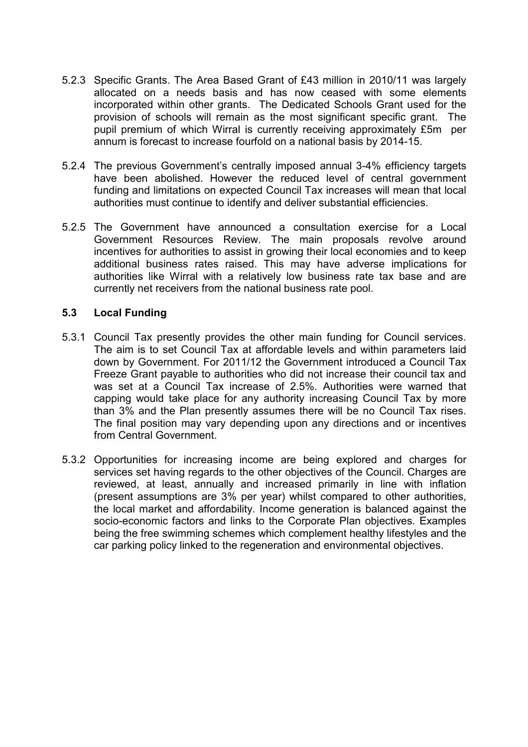5.2.3 Specific Grants. The Area Based Grant of £43 million in 2010/11 was largely allocated on a needs basis and has now ceased with some elements incorporated within other grants. The Dedicated Schools Grant used for the provision of schools will remain as the most significant specific grant. The pupil premium of which Wirral is currently receiving approximately £5m per annum is forecast to increase fourfold on a national basis by 2014-15.

5.2.4 The previous Government's centrally imposed annual 3-4% efficiency targets have been abolished. However the reduced level of central government funding and limitations on expected Council Tax increases will mean that local authorities must continue to identify and deliver substantial efficiencies.

5.2.5 The Government have announced a consultation exercise for a Local Government Resources Review. The main proposals revolve around incentives for authorities to assist in growing their local economies and to keep additional business rates raised. This may have adverse implications for authorities like Wirral with a relatively low business rate tax base and are currently net receivers from the national business rate pool.

### 5.3 Local Funding

5.3.1 Council Tax presently provides the other main funding for Council services. The aim is to set Council Tax at affordable levels and within parameters laid down by Government. For 2011/12 the Government introduced a Council Tax Freeze Grant payable to authorities who did not increase their council tax and was set at a Council Tax increase of 2.5%. Authorities were warned that capping would take place for any authority increasing Council Tax by more than 3% and the Plan presently assumes there will be no Council Tax rises. The final position may vary depending upon any directions and or incentives from Central Government.

5.3.2 Opportunities for increasing income are being explored and charges for services set having regards to the other objectives of the Council. Charges are reviewed, at least, annually and increased primarily in line with inflation (present assumptions are 3% per year) whilst compared to other authorities, the local market and affordability. Income generation is balanced against the socio-economic factors and links to the Corporate Plan objectives. Examples being the free swimming schemes which complement healthy lifestyles and the car parking policy linked to the regeneration and environmental objectives.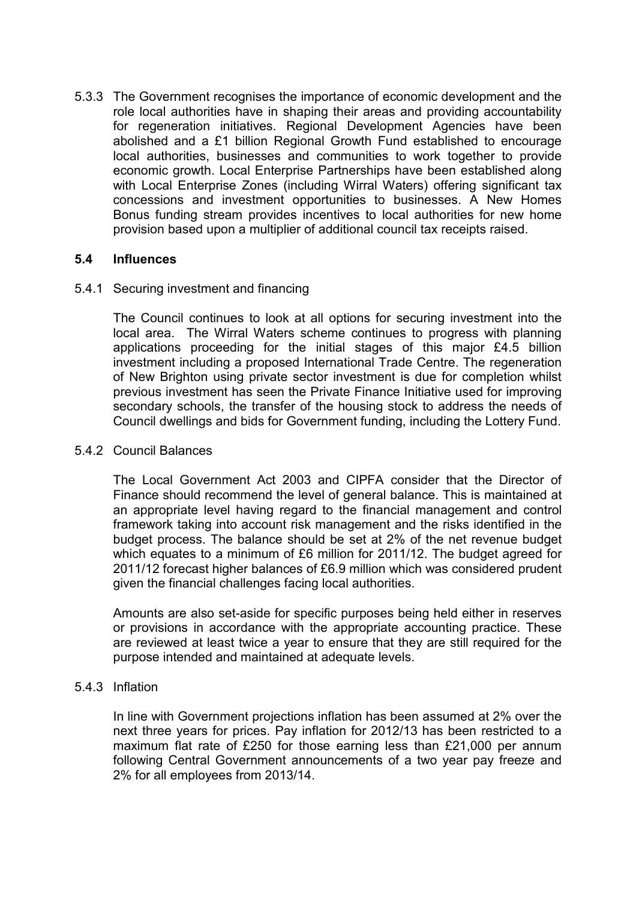5.3.3 The Government recognises the importance of economic development and the role local authorities have in shaping their areas and providing accountability for regeneration initiatives. Regional Development Agencies have been abolished and a £1 billion Regional Growth Fund established to encourage local authorities, businesses and communities to work together to provide economic growth. Local Enterprise Partnerships have been established along with Local Enterprise Zones (including Wirral Waters) offering significant tax concessions and investment opportunities to businesses. A New Homes Bonus funding stream provides incentives to local authorities for new home provision based upon a multiplier of additional council tax receipts raised.

### 5.4 Influences

5.4.1 Securing investment and financing

The Council continues to look at all options for securing investment into the local area. The Wirral Waters scheme continues to progress with planning applications proceeding for the initial stages of this major £4.5 billion investment including a proposed International Trade Centre. The regeneration of New Brighton using private sector investment is due for completion whilst previous investment has seen the Private Finance Initiative used for improving secondary schools, the transfer of the housing stock to address the needs of Council dwellings and bids for Government funding, including the Lottery Fund.

5.4.2 Council Balances

The Local Government Act 2003 and CIPFA consider that the Director of Finance should recommend the level of general balance. This is maintained at an appropriate level having regard to the financial management and control framework taking into account risk management and the risks identified in the budget process. The balance should be set at 2% of the net revenue budget which equates to a minimum of £6 million for 2011/12. The budget agreed for 2011/12 forecast higher balances of £6.9 million which was considered prudent given the financial challenges facing local authorities.

Amounts are also set-aside for specific purposes being held either in reserves or provisions in accordance with the appropriate accounting practice. These are reviewed at least twice a year to ensure that they are still required for the purpose intended and maintained at adequate levels.

5.4.3 Inflation

In line with Government projections inflation has been assumed at 2% over the next three years for prices. Pay inflation for 2012/13 has been restricted to a maximum flat rate of £250 for those earning less than £21,000 per annum following Central Government announcements of a two year pay freeze and 2% for all employees from 2013/14.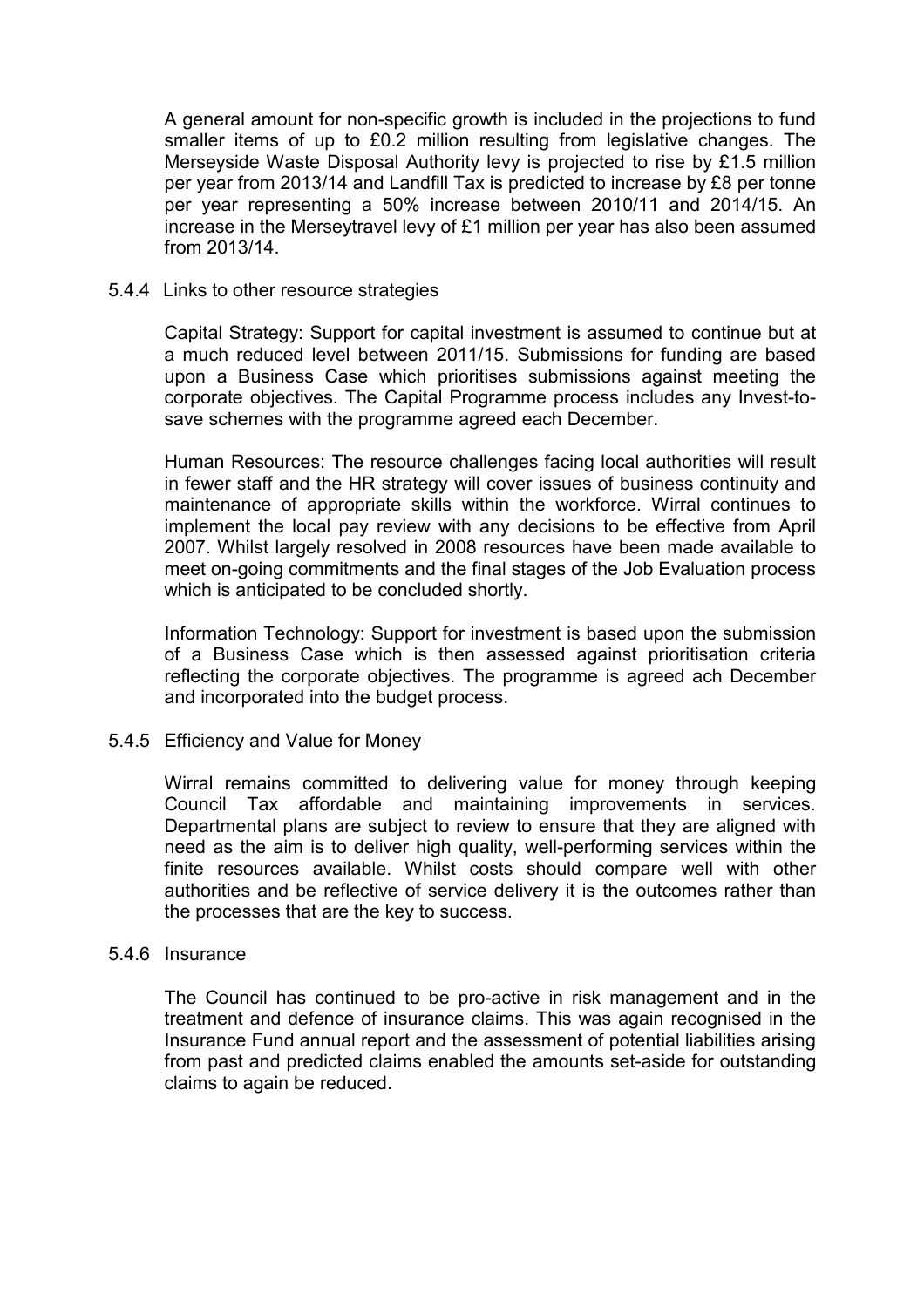A general amount for non-specific growth is included in the projections to fund smaller items of up to £0.2 million resulting from legislative changes. The Merseyside Waste Disposal Authority levy is projected to rise by £1.5 million per year from 2013/14 and Landfill Tax is predicted to increase by £8 per tonne per year representing a 50% increase between 2010/11 and 2014/15. An increase in the Merseytravel levy of £1 million per year has also been assumed from 2013/14.

5.4.4 Links to other resource strategies

Capital Strategy: Support for capital investment is assumed to continue but at a much reduced level between 2011/15. Submissions for funding are based upon a Business Case which prioritises submissions against meeting the corporate objectives. The Capital Programme process includes any Invest-to-save schemes with the programme agreed each December.

Human Resources: The resource challenges facing local authorities will result in fewer staff and the HR strategy will cover issues of business continuity and maintenance of appropriate skills within the workforce. Wirral continues to implement the local pay review with any decisions to be effective from April 2007. Whilst largely resolved in 2008 resources have been made available to meet on-going commitments and the final stages of the Job Evaluation process which is anticipated to be concluded shortly.

Information Technology: Support for investment is based upon the submission of a Business Case which is then assessed against prioritisation criteria reflecting the corporate objectives. The programme is agreed ach December and incorporated into the budget process.

5.4.5 Efficiency and Value for Money

Wirral remains committed to delivering value for money through keeping Council Tax affordable and maintaining improvements in services. Departmental plans are subject to review to ensure that they are aligned with need as the aim is to deliver high quality, well-performing services within the finite resources available. Whilst costs should compare well with other authorities and be reflective of service delivery it is the outcomes rather than the processes that are the key to success.

5.4.6 Insurance

The Council has continued to be pro-active in risk management and in the treatment and defence of insurance claims. This was again recognised in the Insurance Fund annual report and the assessment of potential liabilities arising from past and predicted claims enabled the amounts set-aside for outstanding claims to again be reduced.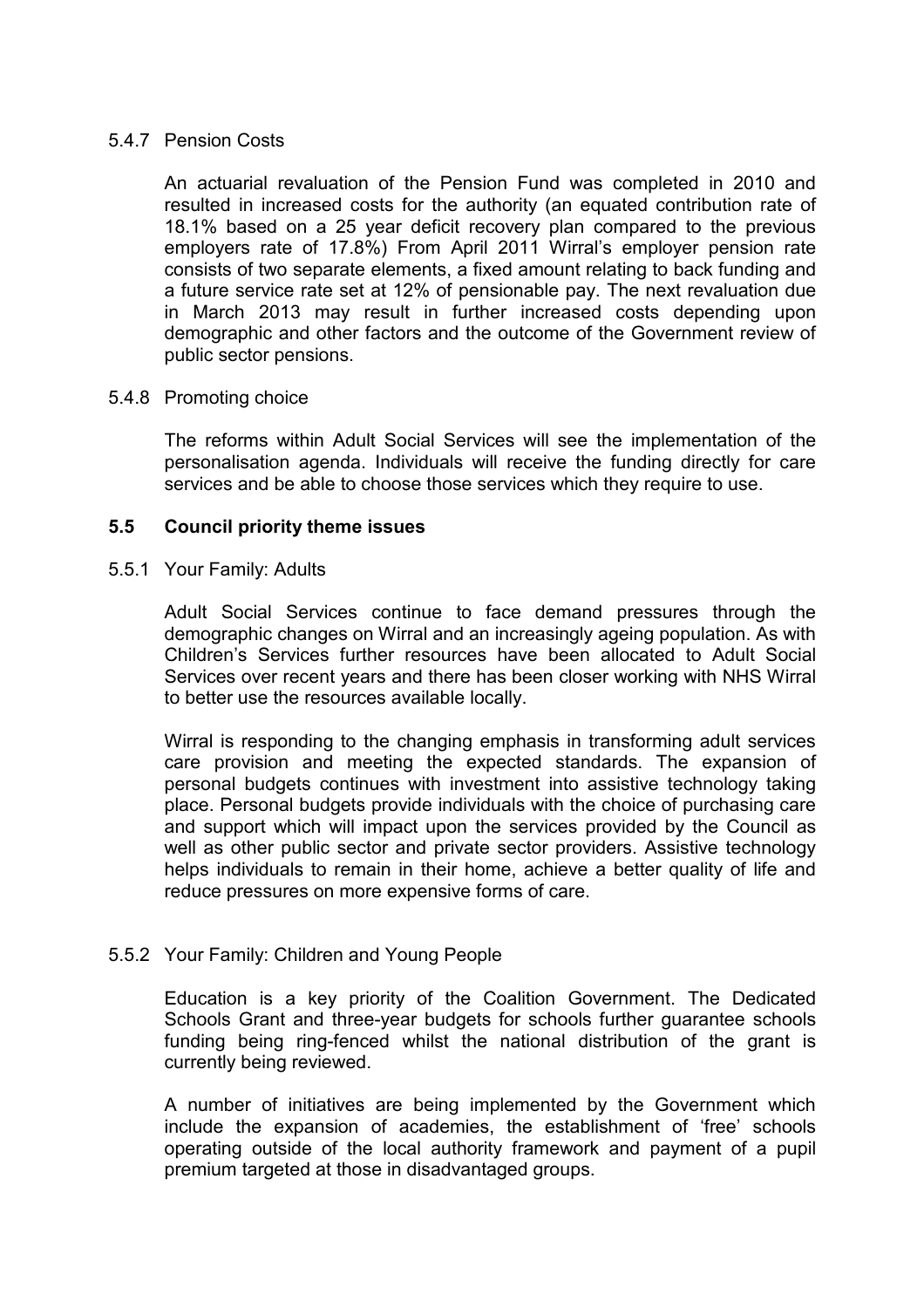5.4.7 Pension Costs

An actuarial revaluation of the Pension Fund was completed in 2010 and resulted in increased costs for the authority (an equated contribution rate of 18.1% based on a 25 year deficit recovery plan compared to the previous employers rate of 17.8%) From April 2011 Wirral's employer pension rate consists of two separate elements, a fixed amount relating to back funding and a future service rate set at 12% of pensionable pay. The next revaluation due in March 2013 may result in further increased costs depending upon demographic and other factors and the outcome of the Government review of public sector pensions.

5.4.8 Promoting choice

The reforms within Adult Social Services will see the implementation of the personalisation agenda. Individuals will receive the funding directly for care services and be able to choose those services which they require to use.

### 5.5 Council priority theme issues

5.5.1 Your Family: Adults

Adult Social Services continue to face demand pressures through the demographic changes on Wirral and an increasingly ageing population. As with Children's Services further resources have been allocated to Adult Social Services over recent years and there has been closer working with NHS Wirral to better use the resources available locally.

Wirral is responding to the changing emphasis in transforming adult services care provision and meeting the expected standards. The expansion of personal budgets continues with investment into assistive technology taking place. Personal budgets provide individuals with the choice of purchasing care and support which will impact upon the services provided by the Council as well as other public sector and private sector providers. Assistive technology helps individuals to remain in their home, achieve a better quality of life and reduce pressures on more expensive forms of care.

5.5.2 Your Family: Children and Young People

Education is a key priority of the Coalition Government. The Dedicated Schools Grant and three-year budgets for schools further guarantee schools funding being ring-fenced whilst the national distribution of the grant is currently being reviewed.

A number of initiatives are being implemented by the Government which include the expansion of academies, the establishment of 'free' schools operating outside of the local authority framework and payment of a pupil premium targeted at those in disadvantaged groups.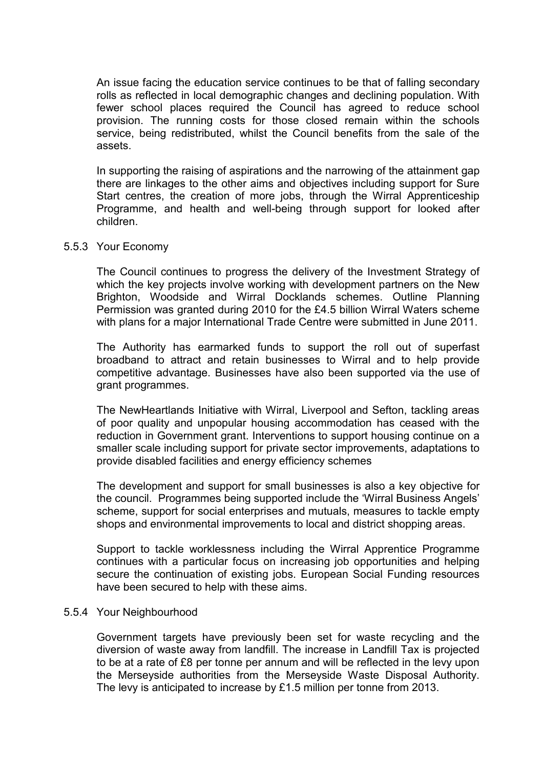An issue facing the education service continues to be that of falling secondary rolls as reflected in local demographic changes and declining population. With fewer school places required the Council has agreed to reduce school provision. The running costs for those closed remain within the schools service, being redistributed, whilst the Council benefits from the sale of the assets.

In supporting the raising of aspirations and the narrowing of the attainment gap there are linkages to the other aims and objectives including support for Sure Start centres, the creation of more jobs, through the Wirral Apprenticeship Programme, and health and well-being through support for looked after children.

### 5.5.3 Your Economy

The Council continues to progress the delivery of the Investment Strategy of which the key projects involve working with development partners on the New Brighton, Woodside and Wirral Docklands schemes. Outline Planning Permission was granted during 2010 for the £4.5 billion Wirral Waters scheme with plans for a major International Trade Centre were submitted in June 2011.

The Authority has earmarked funds to support the roll out of superfast broadband to attract and retain businesses to Wirral and to help provide competitive advantage. Businesses have also been supported via the use of grant programmes.

The NewHeartlands Initiative with Wirral, Liverpool and Sefton, tackling areas of poor quality and unpopular housing accommodation has ceased with the reduction in Government grant. Interventions to support housing continue on a smaller scale including support for private sector improvements, adaptations to provide disabled facilities and energy efficiency schemes

The development and support for small businesses is also a key objective for the council. Programmes being supported include the 'Wirral Business Angels' scheme, support for social enterprises and mutuals, measures to tackle empty shops and environmental improvements to local and district shopping areas.

Support to tackle worklessness including the Wirral Apprentice Programme continues with a particular focus on increasing job opportunities and helping secure the continuation of existing jobs. European Social Funding resources have been secured to help with these aims.

### 5.5.4 Your Neighbourhood

Government targets have previously been set for waste recycling and the diversion of waste away from landfill. The increase in Landfill Tax is projected to be at a rate of £8 per tonne per annum and will be reflected in the levy upon the Merseyside authorities from the Merseyside Waste Disposal Authority. The levy is anticipated to increase by £1.5 million per tonne from 2013.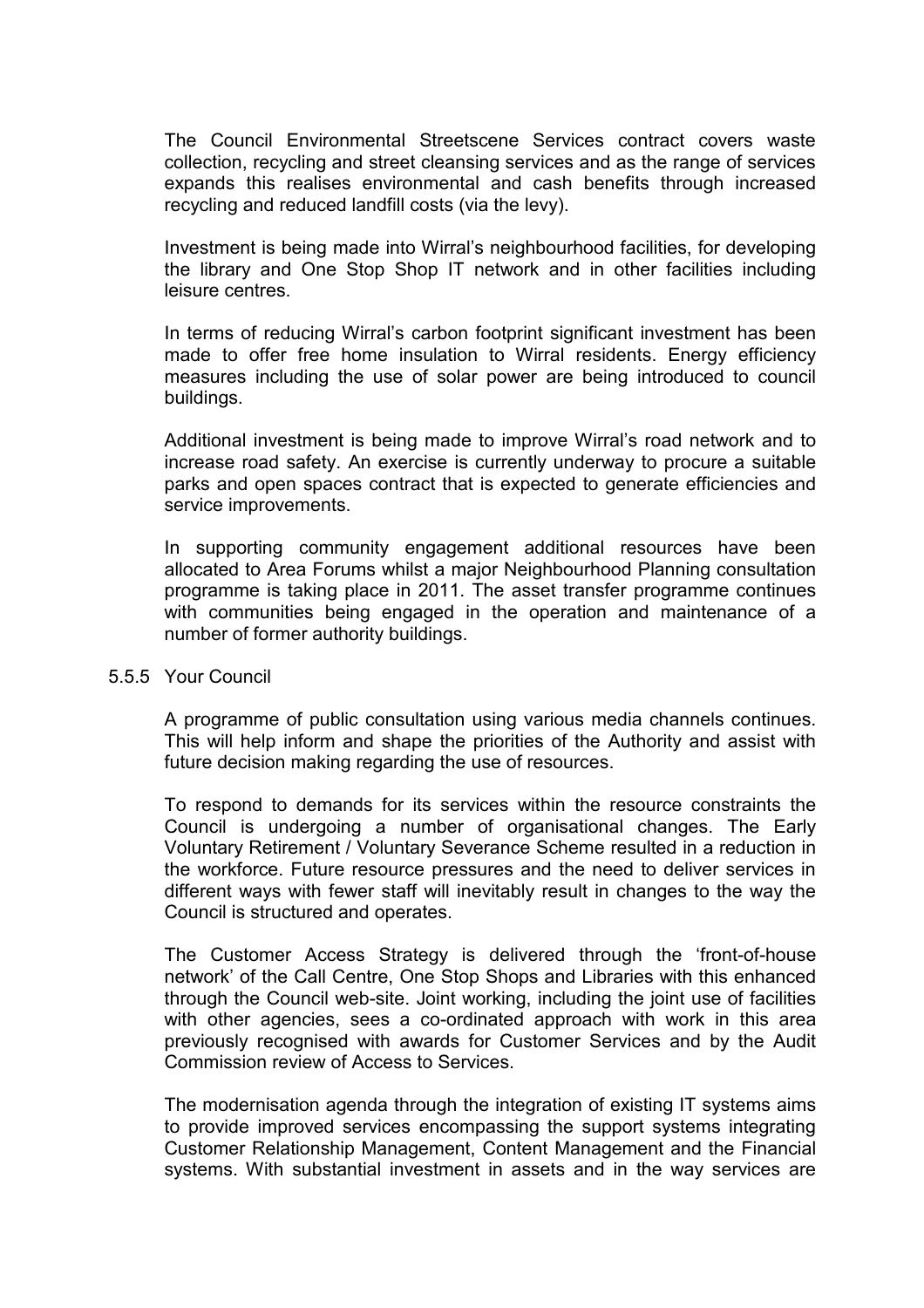The Council Environmental Streetscene Services contract covers waste collection, recycling and street cleansing services and as the range of services expands this realises environmental and cash benefits through increased recycling and reduced landfill costs (via the levy).

Investment is being made into Wirral's neighbourhood facilities, for developing the library and One Stop Shop IT network and in other facilities including leisure centres.

In terms of reducing Wirral's carbon footprint significant investment has been made to offer free home insulation to Wirral residents. Energy efficiency measures including the use of solar power are being introduced to council buildings.

Additional investment is being made to improve Wirral's road network and to increase road safety. An exercise is currently underway to procure a suitable parks and open spaces contract that is expected to generate efficiencies and service improvements.

In supporting community engagement additional resources have been allocated to Area Forums whilst a major Neighbourhood Planning consultation programme is taking place in 2011. The asset transfer programme continues with communities being engaged in the operation and maintenance of a number of former authority buildings.

### 5.5.5 Your Council

A programme of public consultation using various media channels continues. This will help inform and shape the priorities of the Authority and assist with future decision making regarding the use of resources.

To respond to demands for its services within the resource constraints the Council is undergoing a number of organisational changes. The Early Voluntary Retirement / Voluntary Severance Scheme resulted in a reduction in the workforce. Future resource pressures and the need to deliver services in different ways with fewer staff will inevitably result in changes to the way the Council is structured and operates.

The Customer Access Strategy is delivered through the 'front-of-house network' of the Call Centre, One Stop Shops and Libraries with this enhanced through the Council web-site. Joint working, including the joint use of facilities with other agencies, sees a co-ordinated approach with work in this area previously recognised with awards for Customer Services and by the Audit Commission review of Access to Services.

The modernisation agenda through the integration of existing IT systems aims to provide improved services encompassing the support systems integrating Customer Relationship Management, Content Management and the Financial systems. With substantial investment in assets and in the way services are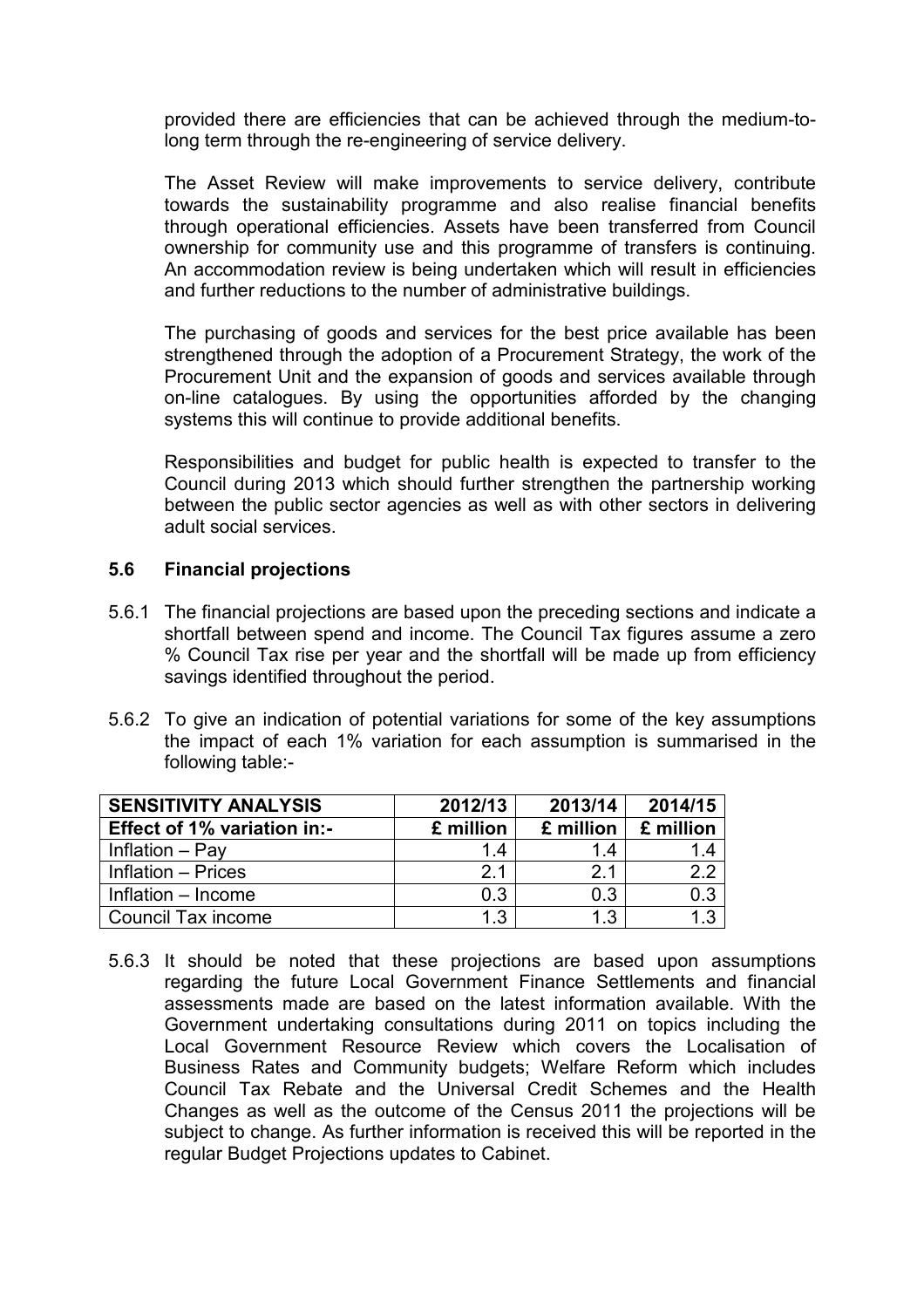provided there are efficiencies that can be achieved through the medium-to-long term through the re-engineering of service delivery.

The Asset Review will make improvements to service delivery, contribute towards the sustainability programme and also realise financial benefits through operational efficiencies. Assets have been transferred from Council ownership for community use and this programme of transfers is continuing. An accommodation review is being undertaken which will result in efficiencies and further reductions to the number of administrative buildings.

The purchasing of goods and services for the best price available has been strengthened through the adoption of a Procurement Strategy, the work of the Procurement Unit and the expansion of goods and services available through on-line catalogues. By using the opportunities afforded by the changing systems this will continue to provide additional benefits.

Responsibilities and budget for public health is expected to transfer to the Council during 2013 which should further strengthen the partnership working between the public sector agencies as well as with other sectors in delivering adult social services.

### 5.6 Financial projections

5.6.1 The financial projections are based upon the preceding sections and indicate a shortfall between spend and income. The Council Tax figures assume a zero % Council Tax rise per year and the shortfall will be made up from efficiency savings identified throughout the period.

5.6.2 To give an indication of potential variations for some of the key assumptions the impact of each 1% variation for each assumption is summarised in the following table:-

| SENSITIVITY ANALYSIS | 2012/13 | 2013/14 | 2014/15 |
|---|---|---|---|
| **Effect of 1% variation in:-** | **£ million** | **£ million** | **£ million** |
| Inflation – Pay | 1.4 | 1.4 | 1.4 |
| Inflation – Prices | 2.1 | 2.1 | 2.2 |
| Inflation – Income | 0.3 | 0.3 | 0.3 |
| Council Tax income | 1.3 | 1.3 | 1.3 |

5.6.3 It should be noted that these projections are based upon assumptions regarding the future Local Government Finance Settlements and financial assessments made are based on the latest information available. With the Government undertaking consultations during 2011 on topics including the Local Government Resource Review which covers the Localisation of Business Rates and Community budgets; Welfare Reform which includes Council Tax Rebate and the Universal Credit Schemes and the Health Changes as well as the outcome of the Census 2011 the projections will be subject to change. As further information is received this will be reported in the regular Budget Projections updates to Cabinet.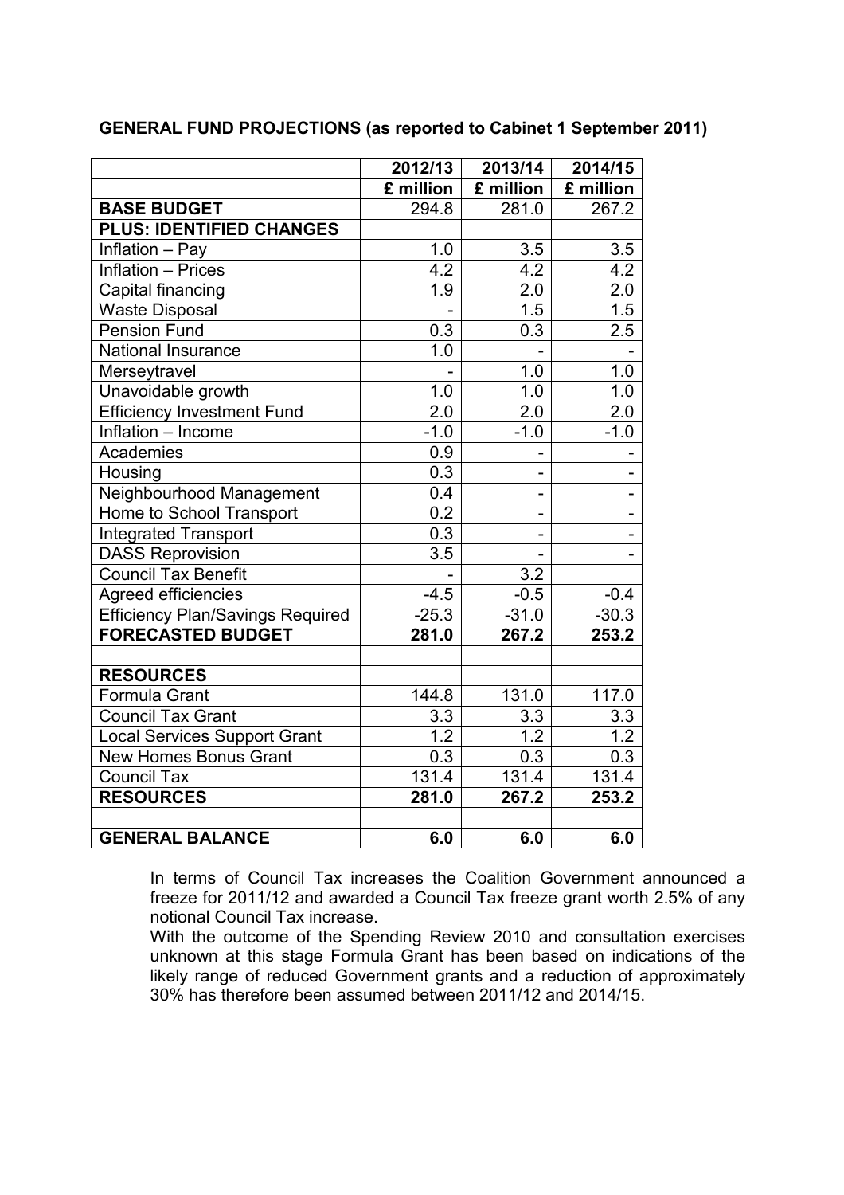**GENERAL FUND PROJECTIONS (as reported to Cabinet 1 September 2011)**

| | 2012/13 | 2013/14 | 2014/15 |
|---|---|---|---|
| | £ million | £ million | £ million |
| **BASE BUDGET** | 294.8 | 281.0 | 267.2 |
| **PLUS: IDENTIFIED CHANGES** | | | |
| Inflation – Pay | 1.0 | 3.5 | 3.5 |
| Inflation – Prices | 4.2 | 4.2 | 4.2 |
| Capital financing | 1.9 | 2.0 | 2.0 |
| Waste Disposal | - | 1.5 | 1.5 |
| Pension Fund | 0.3 | 0.3 | 2.5 |
| National Insurance | 1.0 | - | - |
| Merseytravel | - | 1.0 | 1.0 |
| Unavoidable growth | 1.0 | 1.0 | 1.0 |
| Efficiency Investment Fund | 2.0 | 2.0 | 2.0 |
| Inflation – Income | -1.0 | -1.0 | -1.0 |
| Academies | 0.9 | - | - |
| Housing | 0.3 | - | - |
| Neighbourhood Management | 0.4 | - | - |
| Home to School Transport | 0.2 | - | - |
| Integrated Transport | 0.3 | - | - |
| DASS Reprovision | 3.5 | - | - |
| Council Tax Benefit | - | 3.2 | |
| Agreed efficiencies | -4.5 | -0.5 | -0.4 |
| Efficiency Plan/Savings Required | -25.3 | -31.0 | -30.3 |
| **FORECASTED BUDGET** | **281.0** | **267.2** | **253.2** |
| | | | |
| **RESOURCES** | | | |
| Formula Grant | 144.8 | 131.0 | 117.0 |
| Council Tax Grant | 3.3 | 3.3 | 3.3 |
| Local Services Support Grant | 1.2 | 1.2 | 1.2 |
| New Homes Bonus Grant | 0.3 | 0.3 | 0.3 |
| Council Tax | 131.4 | 131.4 | 131.4 |
| **RESOURCES** | **281.0** | **267.2** | **253.2** |
| | | | |
| **GENERAL BALANCE** | **6.0** | **6.0** | **6.0** |

In terms of Council Tax increases the Coalition Government announced a freeze for 2011/12 and awarded a Council Tax freeze grant worth 2.5% of any notional Council Tax increase.

With the outcome of the Spending Review 2010 and consultation exercises unknown at this stage Formula Grant has been based on indications of the likely range of reduced Government grants and a reduction of approximately 30% has therefore been assumed between 2011/12 and 2014/15.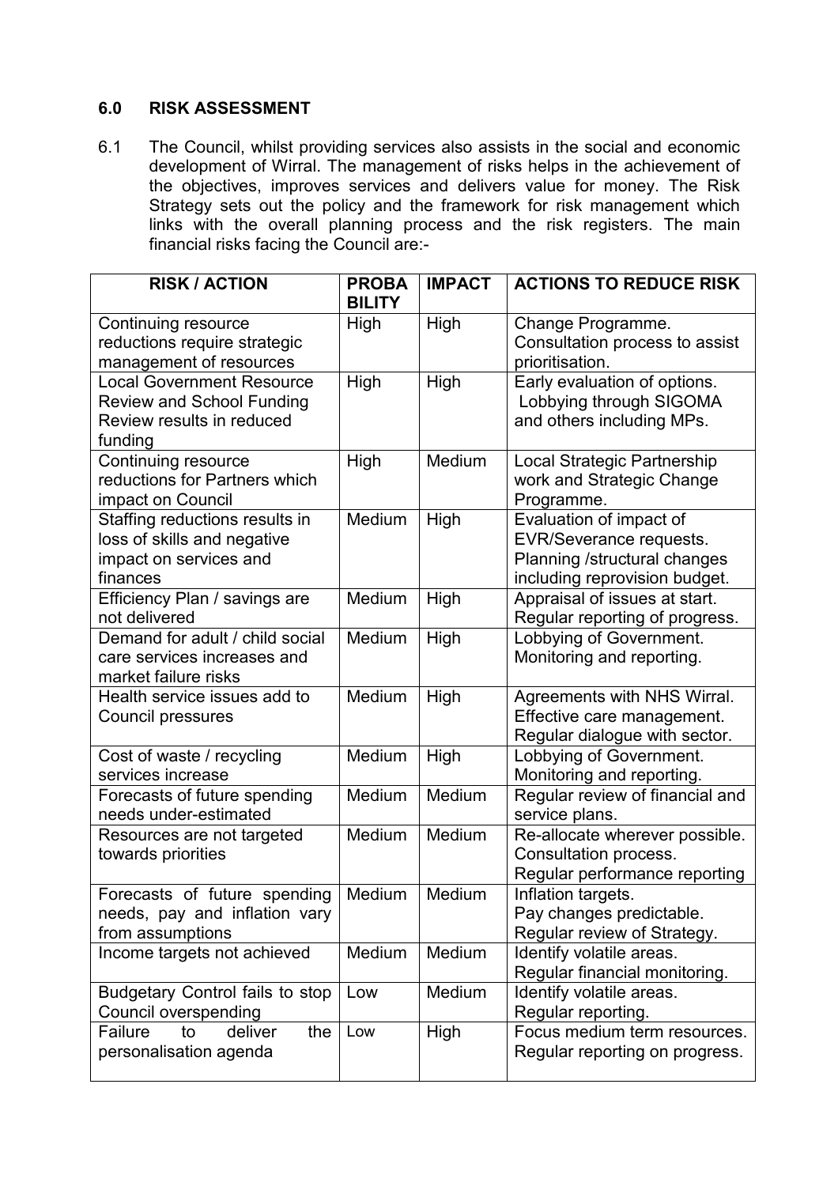## 6.0 RISK ASSESSMENT

6.1 The Council, whilst providing services also assists in the social and economic development of Wirral. The management of risks helps in the achievement of the objectives, improves services and delivers value for money. The Risk Strategy sets out the policy and the framework for risk management which links with the overall planning process and the risk registers. The main financial risks facing the Council are:-

| RISK / ACTION | PROBABILITY | IMPACT | ACTIONS TO REDUCE RISK |
|---|---|---|---|
| Continuing resource reductions require strategic management of resources | High | High | Change Programme. Consultation process to assist prioritisation. |
| Local Government Resource Review and School Funding Review results in reduced funding | High | High | Early evaluation of options. Lobbying through SIGOMA and others including MPs. |
| Continuing resource reductions for Partners which impact on Council | High | Medium | Local Strategic Partnership work and Strategic Change Programme. |
| Staffing reductions results in loss of skills and negative impact on services and finances | Medium | High | Evaluation of impact of EVR/Severance requests. Planning /structural changes including reprovision budget. |
| Efficiency Plan / savings are not delivered | Medium | High | Appraisal of issues at start. Regular reporting of progress. |
| Demand for adult / child social care services increases and market failure risks | Medium | High | Lobbying of Government. Monitoring and reporting. |
| Health service issues add to Council pressures | Medium | High | Agreements with NHS Wirral. Effective care management. Regular dialogue with sector. |
| Cost of waste / recycling services increase | Medium | High | Lobbying of Government. Monitoring and reporting. |
| Forecasts of future spending needs under-estimated | Medium | Medium | Regular review of financial and service plans. |
| Resources are not targeted towards priorities | Medium | Medium | Re-allocate wherever possible. Consultation process. Regular performance reporting |
| Forecasts of future spending needs, pay and inflation vary from assumptions | Medium | Medium | Inflation targets. Pay changes predictable. Regular review of Strategy. |
| Income targets not achieved | Medium | Medium | Identify volatile areas. Regular financial monitoring. |
| Budgetary Control fails to stop Council overspending | Low | Medium | Identify volatile areas. Regular reporting. |
| Failure to deliver the personalisation agenda | Low | High | Focus medium term resources. Regular reporting on progress. |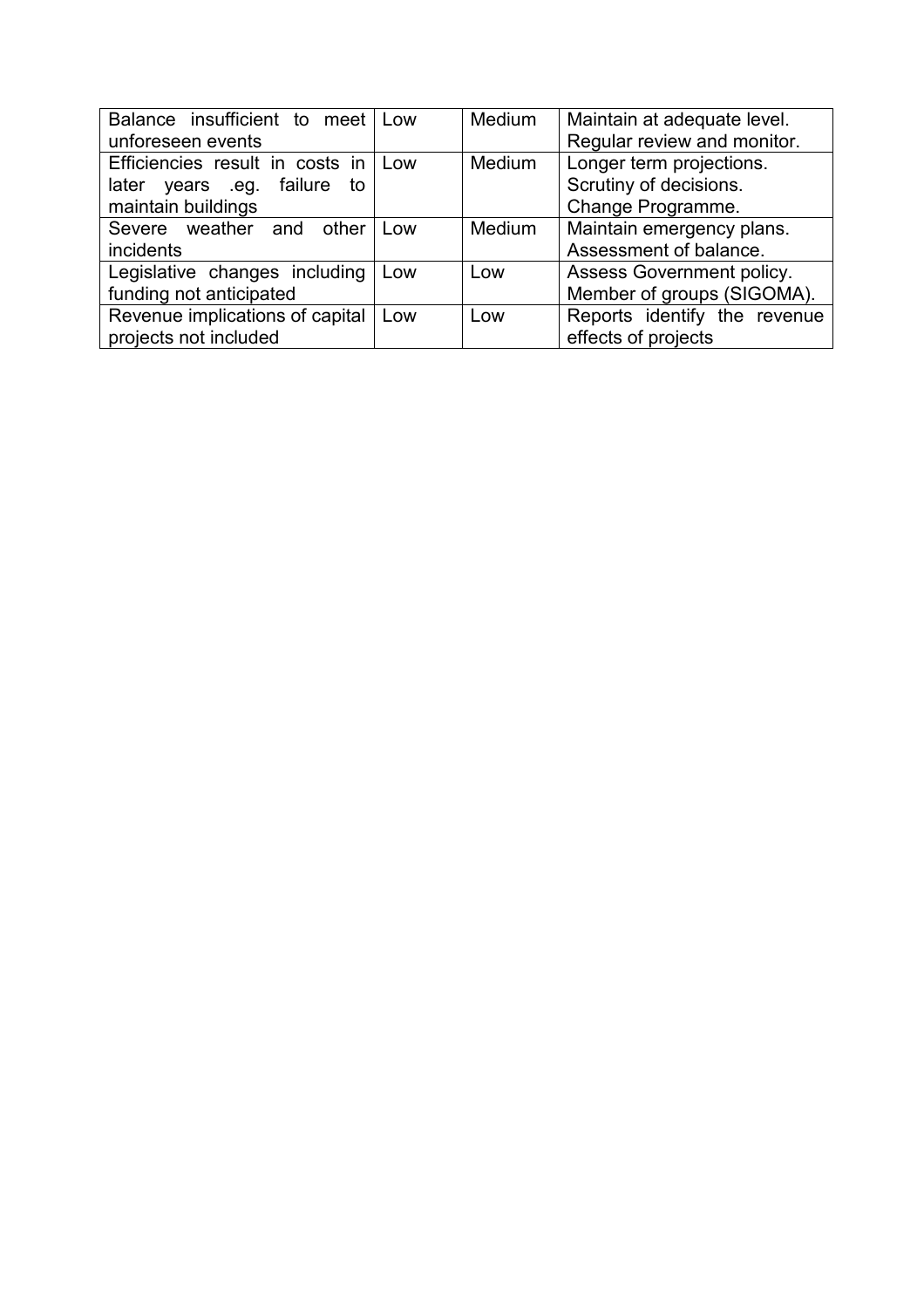| | | | |
|---|---|---|---|
| Balance insufficient to meet unforeseen events | Low | Medium | Maintain at adequate level. Regular review and monitor. |
| Efficiencies result in costs in later years .eg. failure to maintain buildings | Low | Medium | Longer term projections. Scrutiny of decisions. Change Programme. |
| Severe weather and other incidents | Low | Medium | Maintain emergency plans. Assessment of balance. |
| Legislative changes including funding not anticipated | Low | Low | Assess Government policy. Member of groups (SIGOMA). |
| Revenue implications of capital projects not included | Low | Low | Reports identify the revenue effects of projects |